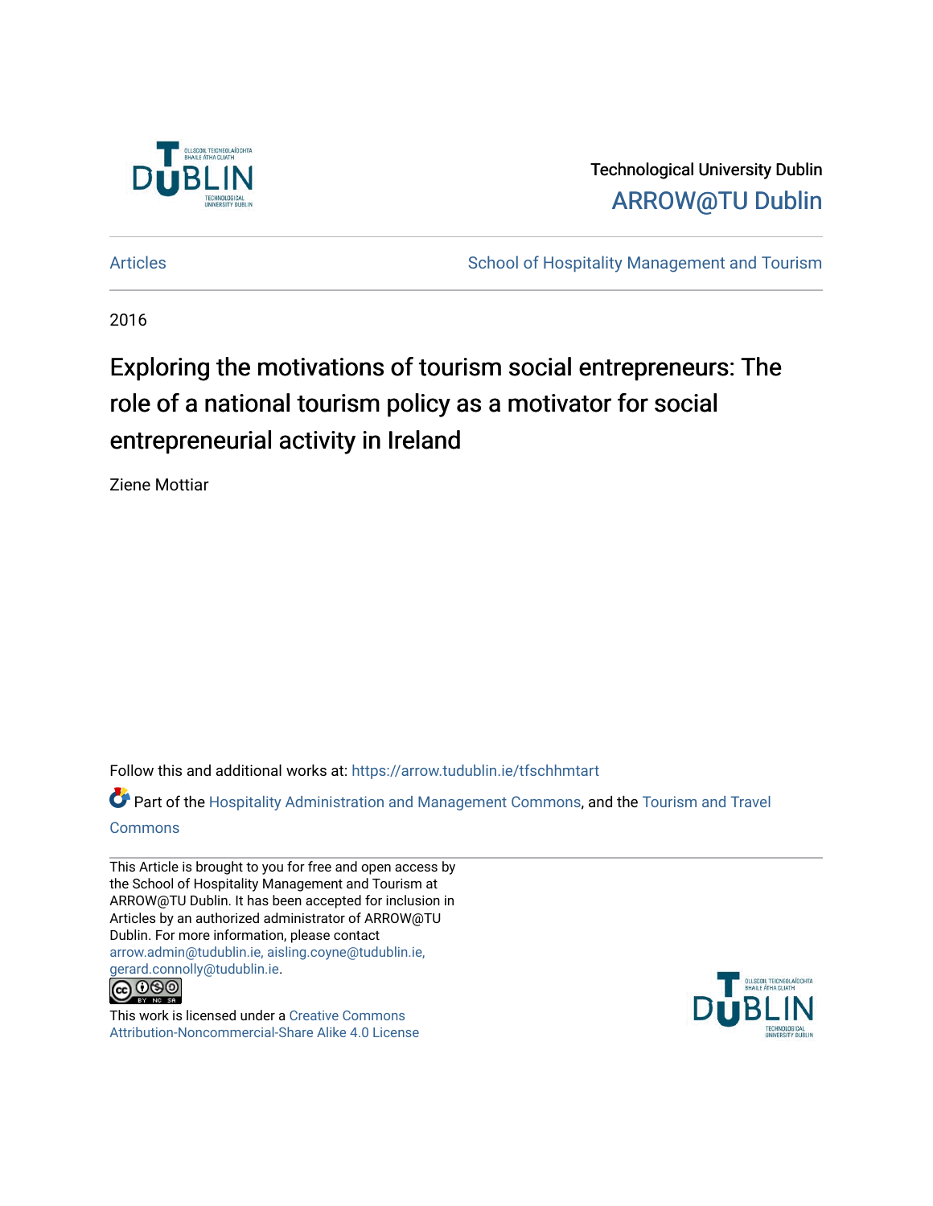Technological University Dublin

ARROW@TU Dublin

Articles | School of Hospitality Management and Tourism

2016

# Exploring the motivations of tourism social entrepreneurs: The role of a national tourism policy as a motivator for social entrepreneurial activity in Ireland

Ziene Mottiar

Follow this and additional works at: https://arrow.tudublin.ie/tfschhmtart

Part of the Hospitality Administration and Management Commons, and the Tourism and Travel Commons

This Article is brought to you for free and open access by the School of Hospitality Management and Tourism at ARROW@TU Dublin. It has been accepted for inclusion in Articles by an authorized administrator of ARROW@TU Dublin. For more information, please contact arrow.admin@tudublin.ie, aisling.coyne@tudublin.ie, gerard.connolly@tudublin.ie.

This work is licensed under a Creative Commons Attribution-Noncommercial-Share Alike 4.0 License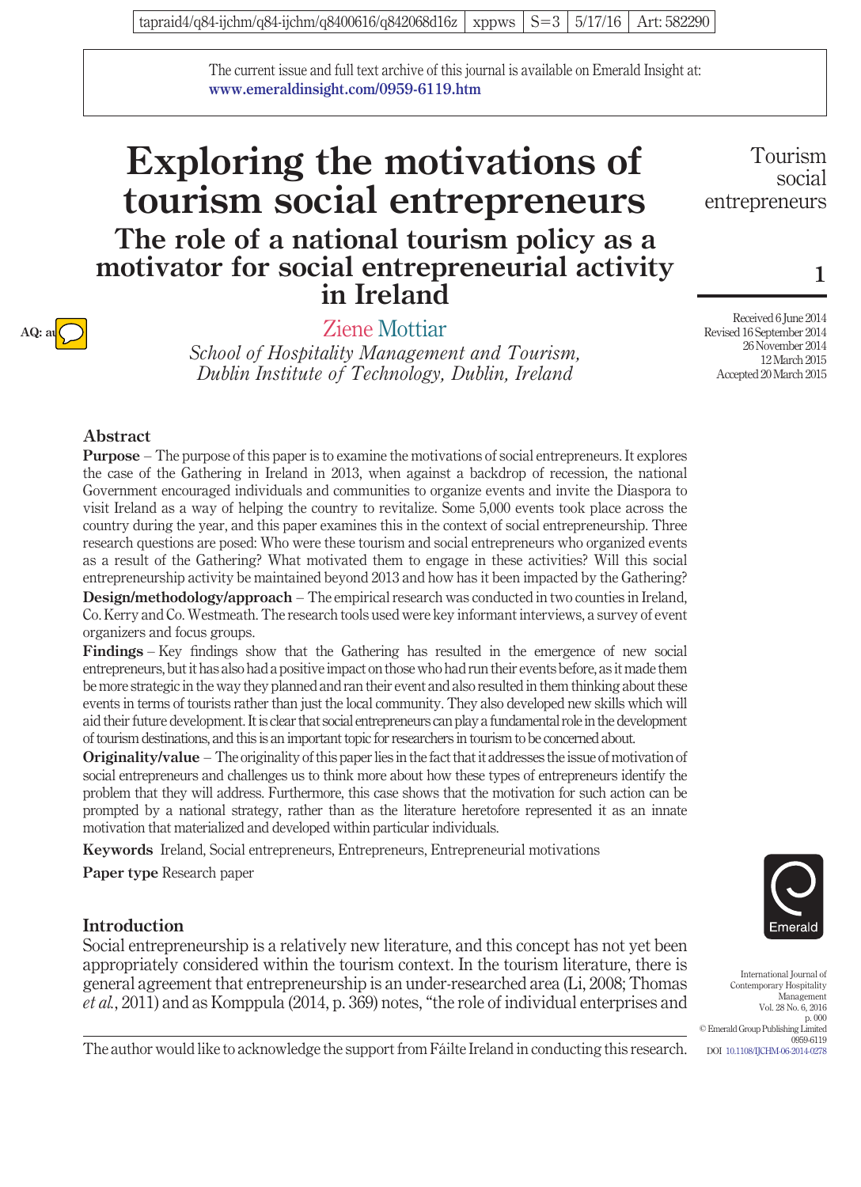The current issue and full text archive of this journal is available on Emerald Insight at: www.emeraldinsight.com/0959-6119.htm

# Exploring the motivations of tourism social entrepreneurs

## The role of a national tourism policy as a motivator for social entrepreneurial activity in Ireland

Ziene Mottiar

*School of Hospitality Management and Tourism, Dublin Institute of Technology, Dublin, Ireland*

Received 6 June 2014
Revised 16 September 2014
26 November 2014
12 March 2015
Accepted 20 March 2015

## Abstract

**Purpose** – The purpose of this paper is to examine the motivations of social entrepreneurs. It explores the case of the Gathering in Ireland in 2013, when against a backdrop of recession, the national Government encouraged individuals and communities to organize events and invite the Diaspora to visit Ireland as a way of helping the country to revitalize. Some 5,000 events took place across the country during the year, and this paper examines this in the context of social entrepreneurship. Three research questions are posed: Who were these tourism and social entrepreneurs who organized events as a result of the Gathering? What motivated them to engage in these activities? Will this social entrepreneurship activity be maintained beyond 2013 and how has it been impacted by the Gathering?

**Design/methodology/approach** – The empirical research was conducted in two counties in Ireland, Co. Kerry and Co. Westmeath. The research tools used were key informant interviews, a survey of event organizers and focus groups.

**Findings** – Key findings show that the Gathering has resulted in the emergence of new social entrepreneurs, but it has also had a positive impact on those who had run their events before, as it made them be more strategic in the way they planned and ran their event and also resulted in them thinking about these events in terms of tourists rather than just the local community. They also developed new skills which will aid their future development. It is clear that social entrepreneurs can play a fundamental role in the development of tourism destinations, and this is an important topic for researchers in tourism to be concerned about.

**Originality/value** – The originality of this paper lies in the fact that it addresses the issue of motivation of social entrepreneurs and challenges us to think more about how these types of entrepreneurs identify the problem that they will address. Furthermore, this case shows that the motivation for such action can be prompted by a national strategy, rather than as the literature heretofore represented it as an innate motivation that materialized and developed within particular individuals.

**Keywords** Ireland, Social entrepreneurs, Entrepreneurs, Entrepreneurial motivations

**Paper type** Research paper

## Introduction

Social entrepreneurship is a relatively new literature, and this concept has not yet been appropriately considered within the tourism context. In the tourism literature, there is general agreement that entrepreneurship is an under-researched area (Li, 2008; Thomas *et al.*, 2011) and as Komppula (2014, p. 369) notes, "the role of individual enterprises and

The author would like to acknowledge the support from Fáilte Ireland in conducting this research.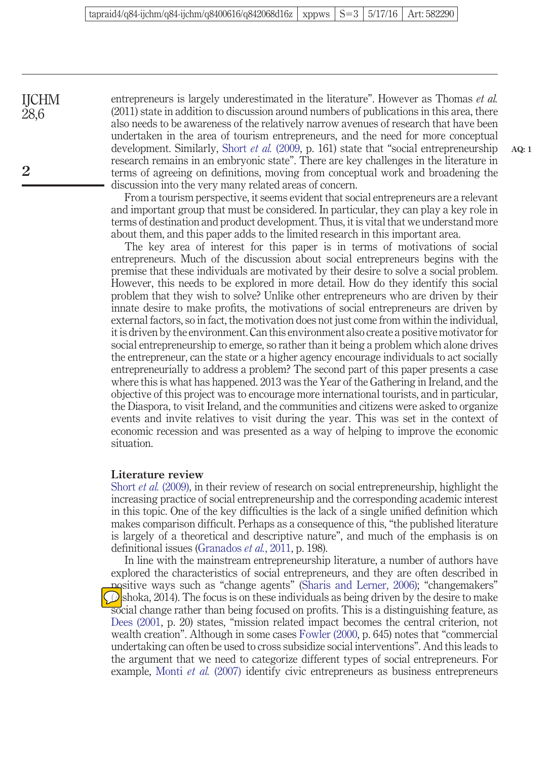entrepreneurs is largely underestimated in the literature". However as Thomas *et al.* (2011) state in addition to discussion around numbers of publications in this area, there also needs to be awareness of the relatively narrow avenues of research that have been undertaken in the area of tourism entrepreneurs, and the need for more conceptual development. Similarly, Short *et al.* (2009, p. 161) state that "social entrepreneurship research remains in an embryonic state". There are key challenges in the literature in terms of agreeing on definitions, moving from conceptual work and broadening the discussion into the very many related areas of concern.

From a tourism perspective, it seems evident that social entrepreneurs are a relevant and important group that must be considered. In particular, they can play a key role in terms of destination and product development. Thus, it is vital that we understand more about them, and this paper adds to the limited research in this important area.

The key area of interest for this paper is in terms of motivations of social entrepreneurs. Much of the discussion about social entrepreneurs begins with the premise that these individuals are motivated by their desire to solve a social problem. However, this needs to be explored in more detail. How do they identify this social problem that they wish to solve? Unlike other entrepreneurs who are driven by their innate desire to make profits, the motivations of social entrepreneurs are driven by external factors, so in fact, the motivation does not just come from within the individual, it is driven by the environment. Can this environment also create a positive motivator for social entrepreneurship to emerge, so rather than it being a problem which alone drives the entrepreneur, can the state or a higher agency encourage individuals to act socially entrepreneurially to address a problem? The second part of this paper presents a case where this is what has happened. 2013 was the Year of the Gathering in Ireland, and the objective of this project was to encourage more international tourists, and in particular, the Diaspora, to visit Ireland, and the communities and citizens were asked to organize events and invite relatives to visit during the year. This was set in the context of economic recession and was presented as a way of helping to improve the economic situation.

## Literature review

Short *et al.* (2009), in their review of research on social entrepreneurship, highlight the increasing practice of social entrepreneurship and the corresponding academic interest in this topic. One of the key difficulties is the lack of a single unified definition which makes comparison difficult. Perhaps as a consequence of this, "the published literature is largely of a theoretical and descriptive nature", and much of the emphasis is on definitional issues (Granados *et al.*, 2011, p. 198).

In line with the mainstream entrepreneurship literature, a number of authors have explored the characteristics of social entrepreneurs, and they are often described in positive ways such as "change agents" (Sharis and Lerner, 2006); "changemakers" (Ashoka, 2014). The focus is on these individuals as being driven by the desire to make social change rather than being focused on profits. This is a distinguishing feature, as Dees (2001, p. 20) states, "mission related impact becomes the central criterion, not wealth creation". Although in some cases Fowler (2000, p. 645) notes that "commercial undertaking can often be used to cross subsidize social interventions". And this leads to the argument that we need to categorize different types of social entrepreneurs. For example, Monti *et al.* (2007) identify civic entrepreneurs as business entrepreneurs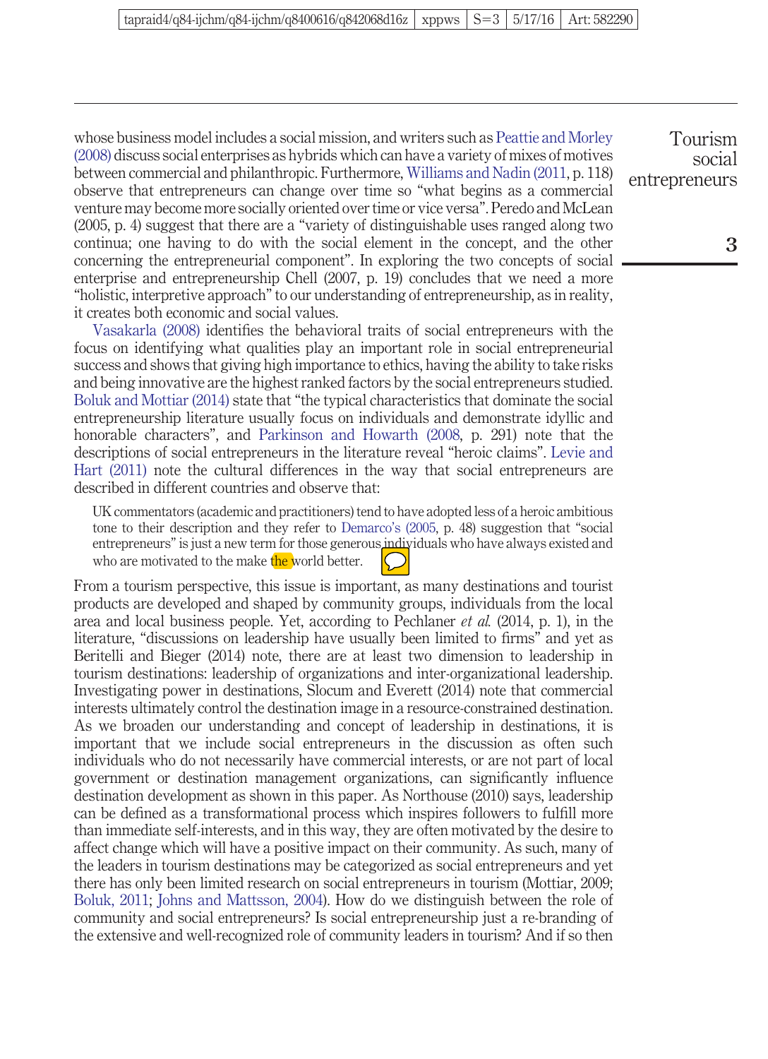whose business model includes a social mission, and writers such as Peattie and Morley (2008) discuss social enterprises as hybrids which can have a variety of mixes of motives between commercial and philanthropic. Furthermore, Williams and Nadin (2011, p. 118) observe that entrepreneurs can change over time so "what begins as a commercial venture may become more socially oriented over time or vice versa". Peredo and McLean (2005, p. 4) suggest that there are a "variety of distinguishable uses ranged along two continua; one having to do with the social element in the concept, and the other concerning the entrepreneurial component". In exploring the two concepts of social enterprise and entrepreneurship Chell (2007, p. 19) concludes that we need a more "holistic, interpretive approach" to our understanding of entrepreneurship, as in reality, it creates both economic and social values.

Vasakarla (2008) identifies the behavioral traits of social entrepreneurs with the focus on identifying what qualities play an important role in social entrepreneurial success and shows that giving high importance to ethics, having the ability to take risks and being innovative are the highest ranked factors by the social entrepreneurs studied. Boluk and Mottiar (2014) state that "the typical characteristics that dominate the social entrepreneurship literature usually focus on individuals and demonstrate idyllic and honorable characters", and Parkinson and Howarth (2008, p. 291) note that the descriptions of social entrepreneurs in the literature reveal "heroic claims". Levie and Hart (2011) note the cultural differences in the way that social entrepreneurs are described in different countries and observe that:

> UK commentators (academic and practitioners) tend to have adopted less of a heroic ambitious tone to their description and they refer to Demarco's (2005, p. 48) suggestion that "social entrepreneurs" is just a new term for those generous individuals who have always existed and who are motivated to the make the world better.

From a tourism perspective, this issue is important, as many destinations and tourist products are developed and shaped by community groups, individuals from the local area and local business people. Yet, according to Pechlaner *et al.* (2014, p. 1), in the literature, "discussions on leadership have usually been limited to firms" and yet as Beritelli and Bieger (2014) note, there are at least two dimension to leadership in tourism destinations: leadership of organizations and inter-organizational leadership. Investigating power in destinations, Slocum and Everett (2014) note that commercial interests ultimately control the destination image in a resource-constrained destination. As we broaden our understanding and concept of leadership in destinations, it is important that we include social entrepreneurs in the discussion as often such individuals who do not necessarily have commercial interests, or are not part of local government or destination management organizations, can significantly influence destination development as shown in this paper. As Northouse (2010) says, leadership can be defined as a transformational process which inspires followers to fulfill more than immediate self-interests, and in this way, they are often motivated by the desire to affect change which will have a positive impact on their community. As such, many of the leaders in tourism destinations may be categorized as social entrepreneurs and yet there has only been limited research on social entrepreneurs in tourism (Mottiar, 2009; Boluk, 2011; Johns and Mattsson, 2004). How do we distinguish between the role of community and social entrepreneurs? Is social entrepreneurship just a re-branding of the extensive and well-recognized role of community leaders in tourism? And if so then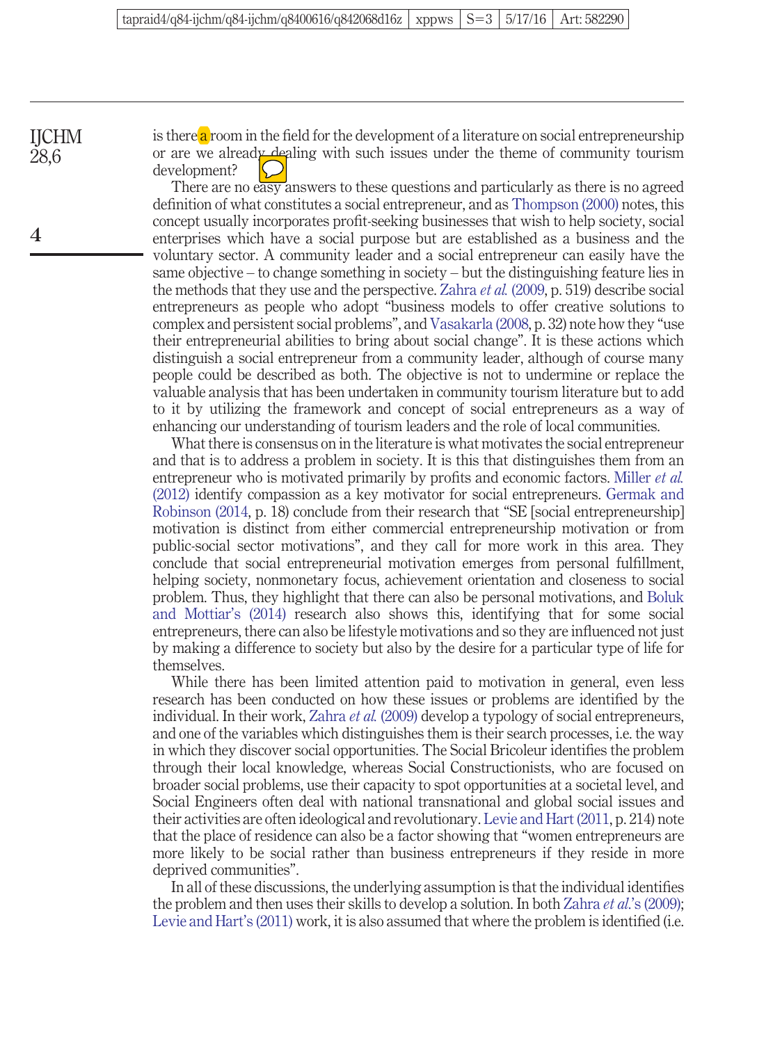is there a room in the field for the development of a literature on social entrepreneurship or are we already dealing with such issues under the theme of community tourism development?

There are no easy answers to these questions and particularly as there is no agreed definition of what constitutes a social entrepreneur, and as Thompson (2000) notes, this concept usually incorporates profit-seeking businesses that wish to help society, social enterprises which have a social purpose but are established as a business and the voluntary sector. A community leader and a social entrepreneur can easily have the same objective – to change something in society – but the distinguishing feature lies in the methods that they use and the perspective. Zahra *et al.* (2009, p. 519) describe social entrepreneurs as people who adopt "business models to offer creative solutions to complex and persistent social problems", and Vasakarla (2008, p. 32) note how they "use their entrepreneurial abilities to bring about social change". It is these actions which distinguish a social entrepreneur from a community leader, although of course many people could be described as both. The objective is not to undermine or replace the valuable analysis that has been undertaken in community tourism literature but to add to it by utilizing the framework and concept of social entrepreneurs as a way of enhancing our understanding of tourism leaders and the role of local communities.

What there is consensus on in the literature is what motivates the social entrepreneur and that is to address a problem in society. It is this that distinguishes them from an entrepreneur who is motivated primarily by profits and economic factors. Miller *et al.* (2012) identify compassion as a key motivator for social entrepreneurs. Germak and Robinson (2014, p. 18) conclude from their research that "SE [social entrepreneurship] motivation is distinct from either commercial entrepreneurship motivation or from public-social sector motivations", and they call for more work in this area. They conclude that social entrepreneurial motivation emerges from personal fulfillment, helping society, nonmonetary focus, achievement orientation and closeness to social problem. Thus, they highlight that there can also be personal motivations, and Boluk and Mottiar's (2014) research also shows this, identifying that for some social entrepreneurs, there can also be lifestyle motivations and so they are influenced not just by making a difference to society but also by the desire for a particular type of life for themselves.

While there has been limited attention paid to motivation in general, even less research has been conducted on how these issues or problems are identified by the individual. In their work, Zahra *et al.* (2009) develop a typology of social entrepreneurs, and one of the variables which distinguishes them is their search processes, i.e. the way in which they discover social opportunities. The Social Bricoleur identifies the problem through their local knowledge, whereas Social Constructionists, who are focused on broader social problems, use their capacity to spot opportunities at a societal level, and Social Engineers often deal with national transnational and global social issues and their activities are often ideological and revolutionary. Levie and Hart (2011, p. 214) note that the place of residence can also be a factor showing that "women entrepreneurs are more likely to be social rather than business entrepreneurs if they reside in more deprived communities".

In all of these discussions, the underlying assumption is that the individual identifies the problem and then uses their skills to develop a solution. In both Zahra *et al.*'s (2009); Levie and Hart's (2011) work, it is also assumed that where the problem is identified (i.e.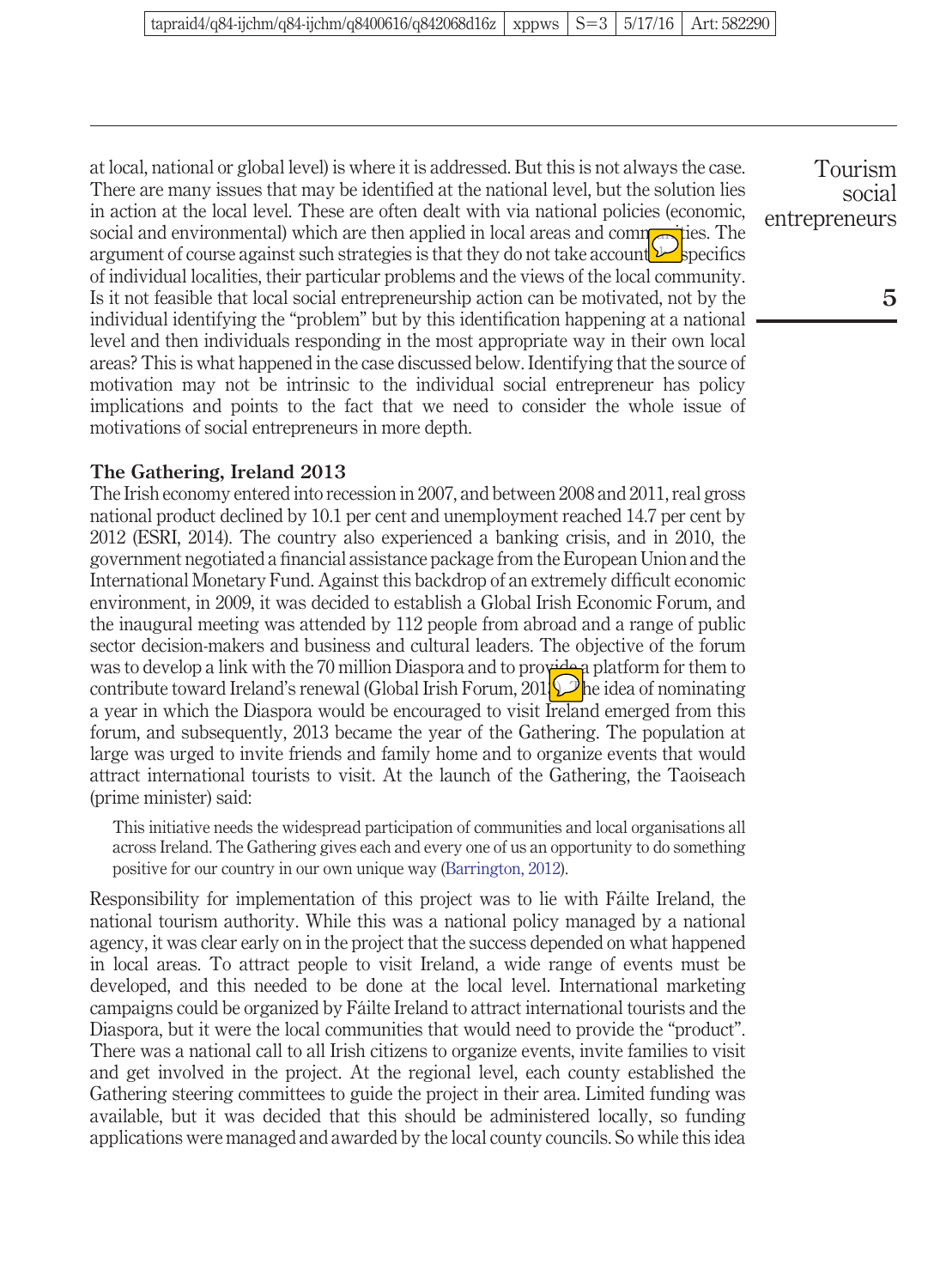at local, national or global level) is where it is addressed. But this is not always the case. There are many issues that may be identified at the national level, but the solution lies in action at the local level. These are often dealt with via national policies (economic, social and environmental) which are then applied in local areas and communities. The argument of course against such strategies is that they do not take account of specifics of individual localities, their particular problems and the views of the local community. Is it not feasible that local social entrepreneurship action can be motivated, not by the individual identifying the "problem" but by this identification happening at a national level and then individuals responding in the most appropriate way in their own local areas? This is what happened in the case discussed below. Identifying that the source of motivation may not be intrinsic to the individual social entrepreneur has policy implications and points to the fact that we need to consider the whole issue of motivations of social entrepreneurs in more depth.

## The Gathering, Ireland 2013

The Irish economy entered into recession in 2007, and between 2008 and 2011, real gross national product declined by 10.1 per cent and unemployment reached 14.7 per cent by 2012 (ESRI, 2014). The country also experienced a banking crisis, and in 2010, the government negotiated a financial assistance package from the European Union and the International Monetary Fund. Against this backdrop of an extremely difficult economic environment, in 2009, it was decided to establish a Global Irish Economic Forum, and the inaugural meeting was attended by 112 people from abroad and a range of public sector decision-makers and business and cultural leaders. The objective of the forum was to develop a link with the 70 million Diaspora and to provide a platform for them to contribute toward Ireland's renewal (Global Irish Forum, 2013). The idea of nominating a year in which the Diaspora would be encouraged to visit Ireland emerged from this forum, and subsequently, 2013 became the year of the Gathering. The population at large was urged to invite friends and family home and to organize events that would attract international tourists to visit. At the launch of the Gathering, the Taoiseach (prime minister) said:

> This initiative needs the widespread participation of communities and local organisations all across Ireland. The Gathering gives each and every one of us an opportunity to do something positive for our country in our own unique way (Barrington, 2012).

Responsibility for implementation of this project was to lie with Fáilte Ireland, the national tourism authority. While this was a national policy managed by a national agency, it was clear early on in the project that the success depended on what happened in local areas. To attract people to visit Ireland, a wide range of events must be developed, and this needed to be done at the local level. International marketing campaigns could be organized by Fáilte Ireland to attract international tourists and the Diaspora, but it were the local communities that would need to provide the "product". There was a national call to all Irish citizens to organize events, invite families to visit and get involved in the project. At the regional level, each county established the Gathering steering committees to guide the project in their area. Limited funding was available, but it was decided that this should be administered locally, so funding applications were managed and awarded by the local county councils. So while this idea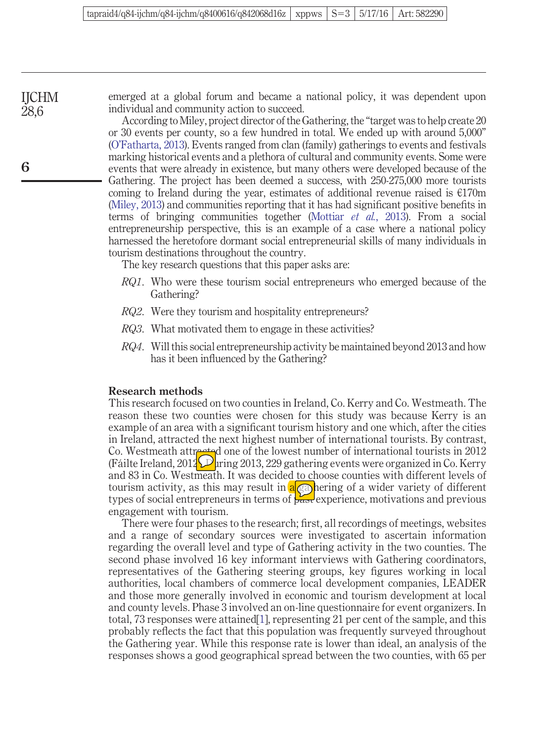emerged at a global forum and became a national policy, it was dependent upon individual and community action to succeed.

According to Miley, project director of the Gathering, the "target was to help create 20 or 30 events per county, so a few hundred in total. We ended up with around 5,000" (O'Fatharta, 2013). Events ranged from clan (family) gatherings to events and festivals marking historical events and a plethora of cultural and community events. Some were events that were already in existence, but many others were developed because of the Gathering. The project has been deemed a success, with 250-275,000 more tourists coming to Ireland during the year, estimates of additional revenue raised is €170m (Miley, 2013) and communities reporting that it has had significant positive benefits in terms of bringing communities together (Mottiar *et al.*, 2013). From a social entrepreneurship perspective, this is an example of a case where a national policy harnessed the heretofore dormant social entrepreneurial skills of many individuals in tourism destinations throughout the country.

The key research questions that this paper asks are:

*RQ1*. Who were these tourism social entrepreneurs who emerged because of the Gathering?

*RQ2*. Were they tourism and hospitality entrepreneurs?

*RQ3*. What motivated them to engage in these activities?

*RQ4*. Will this social entrepreneurship activity be maintained beyond 2013 and how has it been influenced by the Gathering?

## Research methods

This research focused on two counties in Ireland, Co. Kerry and Co. Westmeath. The reason these two counties were chosen for this study was because Kerry is an example of an area with a significant tourism history and one which, after the cities in Ireland, attracted the next highest number of international tourists. By contrast, Co. Westmeath attracted one of the lowest number of international tourists in 2012 (Fáilte Ireland, 2012). During 2013, 229 gathering events were organized in Co. Kerry and 83 in Co. Westmeath. It was decided to choose counties with different levels of tourism activity, as this may result in a gathering of a wider variety of different types of social entrepreneurs in terms of past experience, motivations and previous engagement with tourism.

There were four phases to the research; first, all recordings of meetings, websites and a range of secondary sources were investigated to ascertain information regarding the overall level and type of Gathering activity in the two counties. The second phase involved 16 key informant interviews with Gathering coordinators, representatives of the Gathering steering groups, key figures working in local authorities, local chambers of commerce local development companies, LEADER and those more generally involved in economic and tourism development at local and county levels. Phase 3 involved an on-line questionnaire for event organizers. In total, 73 responses were attained[1], representing 21 per cent of the sample, and this probably reflects the fact that this population was frequently surveyed throughout the Gathering year. While this response rate is lower than ideal, an analysis of the responses shows a good geographical spread between the two counties, with 65 per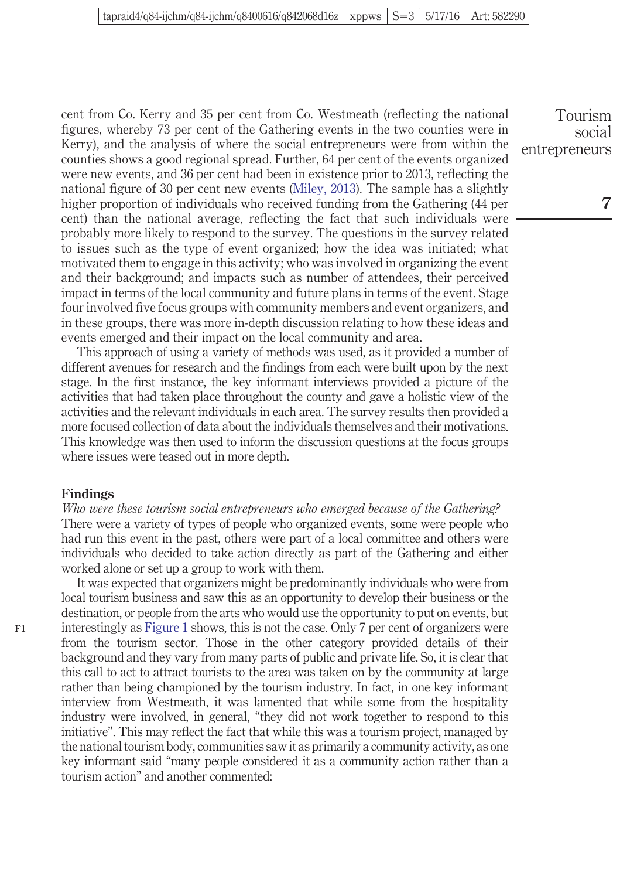cent from Co. Kerry and 35 per cent from Co. Westmeath (reflecting the national figures, whereby 73 per cent of the Gathering events in the two counties were in Kerry), and the analysis of where the social entrepreneurs were from within the counties shows a good regional spread. Further, 64 per cent of the events organized were new events, and 36 per cent had been in existence prior to 2013, reflecting the national figure of 30 per cent new events (Miley, 2013). The sample has a slightly higher proportion of individuals who received funding from the Gathering (44 per cent) than the national average, reflecting the fact that such individuals were probably more likely to respond to the survey. The questions in the survey related to issues such as the type of event organized; how the idea was initiated; what motivated them to engage in this activity; who was involved in organizing the event and their background; and impacts such as number of attendees, their perceived impact in terms of the local community and future plans in terms of the event. Stage four involved five focus groups with community members and event organizers, and in these groups, there was more in-depth discussion relating to how these ideas and events emerged and their impact on the local community and area.

This approach of using a variety of methods was used, as it provided a number of different avenues for research and the findings from each were built upon by the next stage. In the first instance, the key informant interviews provided a picture of the activities that had taken place throughout the county and gave a holistic view of the activities and the relevant individuals in each area. The survey results then provided a more focused collection of data about the individuals themselves and their motivations. This knowledge was then used to inform the discussion questions at the focus groups where issues were teased out in more depth.

## Findings

*Who were these tourism social entrepreneurs who emerged because of the Gathering?*

There were a variety of types of people who organized events, some were people who had run this event in the past, others were part of a local committee and others were individuals who decided to take action directly as part of the Gathering and either worked alone or set up a group to work with them.

It was expected that organizers might be predominantly individuals who were from local tourism business and saw this as an opportunity to develop their business or the destination, or people from the arts who would use the opportunity to put on events, but interestingly as Figure 1 shows, this is not the case. Only 7 per cent of organizers were from the tourism sector. Those in the other category provided details of their background and they vary from many parts of public and private life. So, it is clear that this call to act to attract tourists to the area was taken on by the community at large rather than being championed by the tourism industry. In fact, in one key informant interview from Westmeath, it was lamented that while some from the hospitality industry were involved, in general, "they did not work together to respond to this initiative". This may reflect the fact that while this was a tourism project, managed by the national tourism body, communities saw it as primarily a community activity, as one key informant said "many people considered it as a community action rather than a tourism action" and another commented: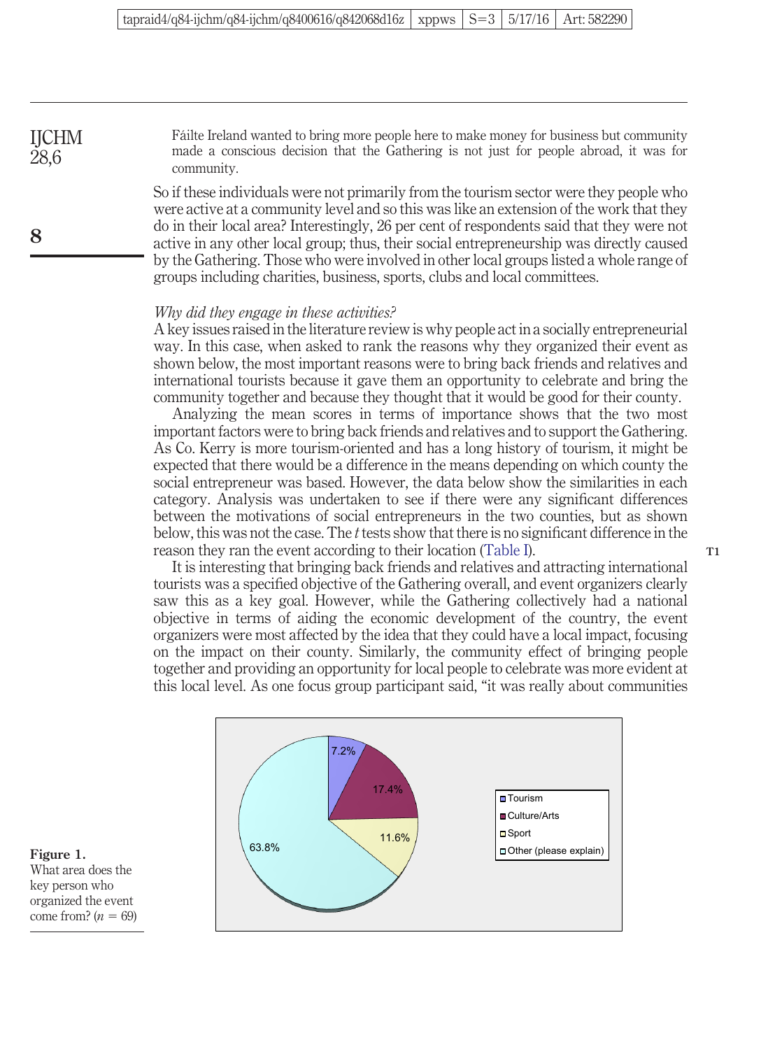Fáilte Ireland wanted to bring more people here to make money for business but community made a conscious decision that the Gathering is not just for people abroad, it was for community.

So if these individuals were not primarily from the tourism sector were they people who were active at a community level and so this was like an extension of the work that they do in their local area? Interestingly, 26 per cent of respondents said that they were not active in any other local group; thus, their social entrepreneurship was directly caused by the Gathering. Those who were involved in other local groups listed a whole range of groups including charities, business, sports, clubs and local committees.

*Why did they engage in these activities?*

A key issues raised in the literature review is why people act in a socially entrepreneurial way. In this case, when asked to rank the reasons why they organized their event as shown below, the most important reasons were to bring back friends and relatives and international tourists because it gave them an opportunity to celebrate and bring the community together and because they thought that it would be good for their county.

Analyzing the mean scores in terms of importance shows that the two most important factors were to bring back friends and relatives and to support the Gathering. As Co. Kerry is more tourism-oriented and has a long history of tourism, it might be expected that there would be a difference in the means depending on which county the social entrepreneur was based. However, the data below show the similarities in each category. Analysis was undertaken to see if there were any significant differences between the motivations of social entrepreneurs in the two counties, but as shown below, this was not the case. The *t* tests show that there is no significant difference in the reason they ran the event according to their location (Table I).

It is interesting that bringing back friends and relatives and attracting international tourists was a specified objective of the Gathering overall, and event organizers clearly saw this as a key goal. However, while the Gathering collectively had a national objective in terms of aiding the economic development of the country, the event organizers were most affected by the idea that they could have a local impact, focusing on the impact on their county. Similarly, the community effect of bringing people together and providing an opportunity for local people to celebrate was more evident at this local level. As one focus group participant said, "it was really about communities

| Area | Percentage |
|---|---|
| Tourism | 7.2% |
| Culture/Arts | 17.4% |
| Sport | 11.6% |
| Other (please explain) | 63.8% |

**Figure 1.** What area does the key person who organized the event come from? ($n = 69$)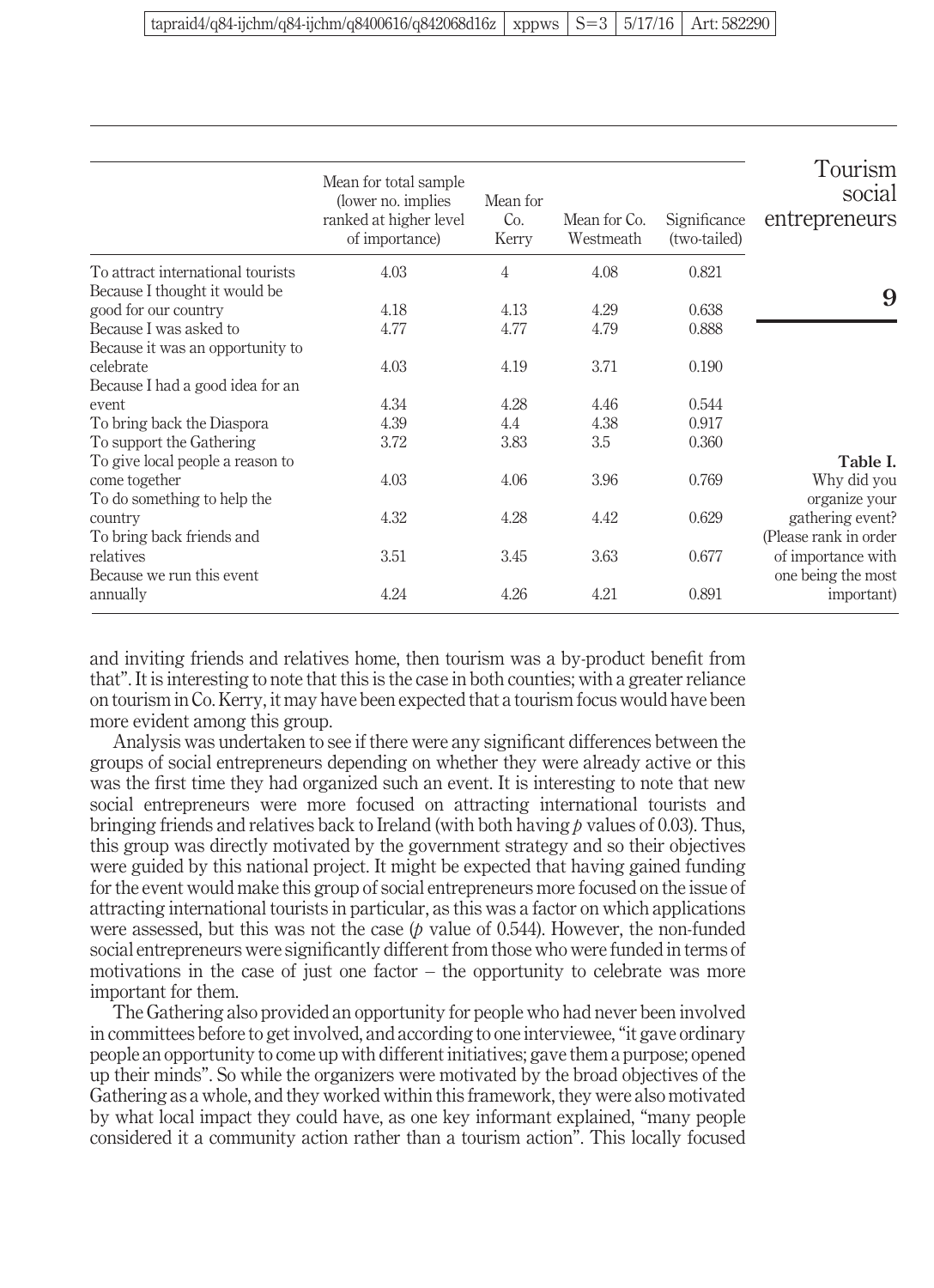| | Mean for total sample (lower no. implies ranked at higher level of importance) | Mean for Co. Kerry | Mean for Co. Westmeath | Significance (two-tailed) |
|---|---|---|---|---|
| To attract international tourists | 4.03 | 4 | 4.08 | 0.821 |
| Because I thought it would be good for our country | 4.18 | 4.13 | 4.29 | 0.638 |
| Because I was asked to | 4.77 | 4.77 | 4.79 | 0.888 |
| Because it was an opportunity to celebrate | 4.03 | 4.19 | 3.71 | 0.190 |
| Because I had a good idea for an event | 4.34 | 4.28 | 4.46 | 0.544 |
| To bring back the Diaspora | 4.39 | 4.4 | 4.38 | 0.917 |
| To support the Gathering | 3.72 | 3.83 | 3.5 | 0.360 |
| To give local people a reason to come together | 4.03 | 4.06 | 3.96 | 0.769 |
| To do something to help the country | 4.32 | 4.28 | 4.42 | 0.629 |
| To bring back friends and relatives | 3.51 | 3.45 | 3.63 | 0.677 |
| Because we run this event annually | 4.24 | 4.26 | 4.21 | 0.891 |

**Table I.** Why did you organize your gathering event? (Please rank in order of importance with one being the most important)

and inviting friends and relatives home, then tourism was a by-product benefit from that". It is interesting to note that this is the case in both counties; with a greater reliance on tourism in Co. Kerry, it may have been expected that a tourism focus would have been more evident among this group.

Analysis was undertaken to see if there were any significant differences between the groups of social entrepreneurs depending on whether they were already active or this was the first time they had organized such an event. It is interesting to note that new social entrepreneurs were more focused on attracting international tourists and bringing friends and relatives back to Ireland (with both having $p$ values of 0.03). Thus, this group was directly motivated by the government strategy and so their objectives were guided by this national project. It might be expected that having gained funding for the event would make this group of social entrepreneurs more focused on the issue of attracting international tourists in particular, as this was a factor on which applications were assessed, but this was not the case ($p$ value of 0.544). However, the non-funded social entrepreneurs were significantly different from those who were funded in terms of motivations in the case of just one factor – the opportunity to celebrate was more important for them.

The Gathering also provided an opportunity for people who had never been involved in committees before to get involved, and according to one interviewee, "it gave ordinary people an opportunity to come up with different initiatives; gave them a purpose; opened up their minds". So while the organizers were motivated by the broad objectives of the Gathering as a whole, and they worked within this framework, they were also motivated by what local impact they could have, as one key informant explained, "many people considered it a community action rather than a tourism action". This locally focused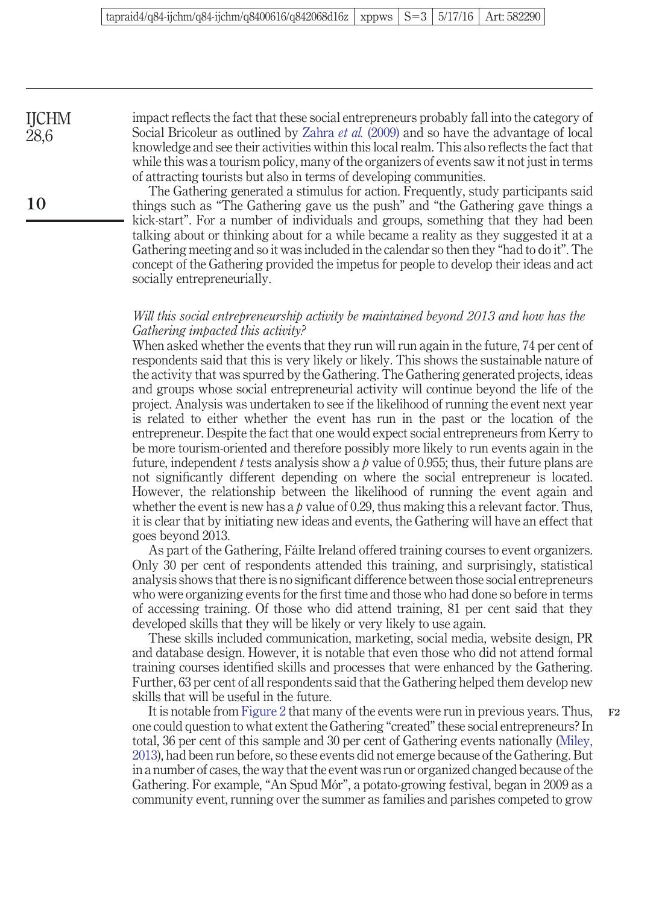impact reflects the fact that these social entrepreneurs probably fall into the category of Social Bricoleur as outlined by Zahra *et al.* (2009) and so have the advantage of local knowledge and see their activities within this local realm. This also reflects the fact that while this was a tourism policy, many of the organizers of events saw it not just in terms of attracting tourists but also in terms of developing communities.

The Gathering generated a stimulus for action. Frequently, study participants said things such as "The Gathering gave us the push" and "the Gathering gave things a kick-start". For a number of individuals and groups, something that they had been talking about or thinking about for a while became a reality as they suggested it at a Gathering meeting and so it was included in the calendar so then they "had to do it". The concept of the Gathering provided the impetus for people to develop their ideas and act socially entrepreneurially.

*Will this social entrepreneurship activity be maintained beyond 2013 and how has the Gathering impacted this activity?*

When asked whether the events that they run will run again in the future, 74 per cent of respondents said that this is very likely or likely. This shows the sustainable nature of the activity that was spurred by the Gathering. The Gathering generated projects, ideas and groups whose social entrepreneurial activity will continue beyond the life of the project. Analysis was undertaken to see if the likelihood of running the event next year is related to either whether the event has run in the past or the location of the entrepreneur. Despite the fact that one would expect social entrepreneurs from Kerry to be more tourism-oriented and therefore possibly more likely to run events again in the future, independent $t$ tests analysis show a $p$ value of 0.955; thus, their future plans are not significantly different depending on where the social entrepreneur is located. However, the relationship between the likelihood of running the event again and whether the event is new has a $p$ value of 0.29, thus making this a relevant factor. Thus, it is clear that by initiating new ideas and events, the Gathering will have an effect that goes beyond 2013.

As part of the Gathering, Fáilte Ireland offered training courses to event organizers. Only 30 per cent of respondents attended this training, and surprisingly, statistical analysis shows that there is no significant difference between those social entrepreneurs who were organizing events for the first time and those who had done so before in terms of accessing training. Of those who did attend training, 81 per cent said that they developed skills that they will be likely or very likely to use again.

These skills included communication, marketing, social media, website design, PR and database design. However, it is notable that even those who did not attend formal training courses identified skills and processes that were enhanced by the Gathering. Further, 63 per cent of all respondents said that the Gathering helped them develop new skills that will be useful in the future.

It is notable from Figure 2 that many of the events were run in previous years. Thus, one could question to what extent the Gathering "created" these social entrepreneurs? In total, 36 per cent of this sample and 30 per cent of Gathering events nationally (Miley, 2013), had been run before, so these events did not emerge because of the Gathering. But in a number of cases, the way that the event was run or organized changed because of the Gathering. For example, "An Spud Mór", a potato-growing festival, began in 2009 as a community event, running over the summer as families and parishes competed to grow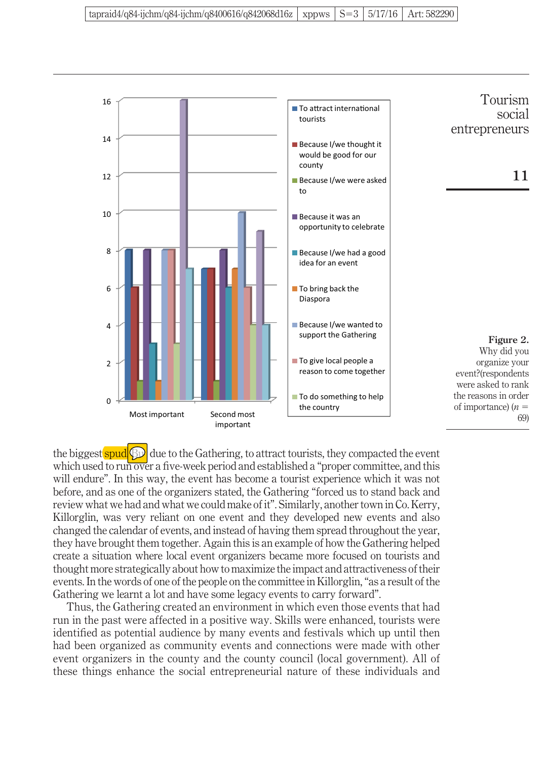**Figure 2.** Why did you organize your event?(respondents were asked to rank the reasons in order of importance) ($n$ = 69)

| | Most important | Second most important |
|---|---|---|
| To attract international tourists | 8 | 7 |
| Because I/we thought it would be good for our county | 6 | 7 |
| Because I/we were asked to | 1 | 1 |
| Because it was an opportunity to celebrate | 8 | 8 |
| Because I/we had a good idea for an event | 3 | 6 |
| To bring back the Diaspora | 1 | 7 |
| Because I/we wanted to support the Gathering | 8 | 10 |
| To give local people a reason to come together | 8 | 6 |
| To do something to help the country | 3 | 4 |
| (unlabelled) | 16 | 9 |
| (unlabelled) | 7 | 4 |

the biggest spud due to the Gathering, to attract tourists, they compacted the event which used to run over a five-week period and established a "proper committee, and this will endure". In this way, the event has become a tourist experience which it was not before, and as one of the organizers stated, the Gathering "forced us to stand back and review what we had and what we could make of it". Similarly, another town in Co. Kerry, Killorglin, was very reliant on one event and they developed new events and also changed the calendar of events, and instead of having them spread throughout the year, they have brought them together. Again this is an example of how the Gathering helped create a situation where local event organizers became more focused on tourists and thought more strategically about how to maximize the impact and attractiveness of their events. In the words of one of the people on the committee in Killorglin, "as a result of the Gathering we learnt a lot and have some legacy events to carry forward".

Thus, the Gathering created an environment in which even those events that had run in the past were affected in a positive way. Skills were enhanced, tourists were identified as potential audience by many events and festivals which up until then had been organized as community events and connections were made with other event organizers in the county and the county council (local government). All of these things enhance the social entrepreneurial nature of these individuals and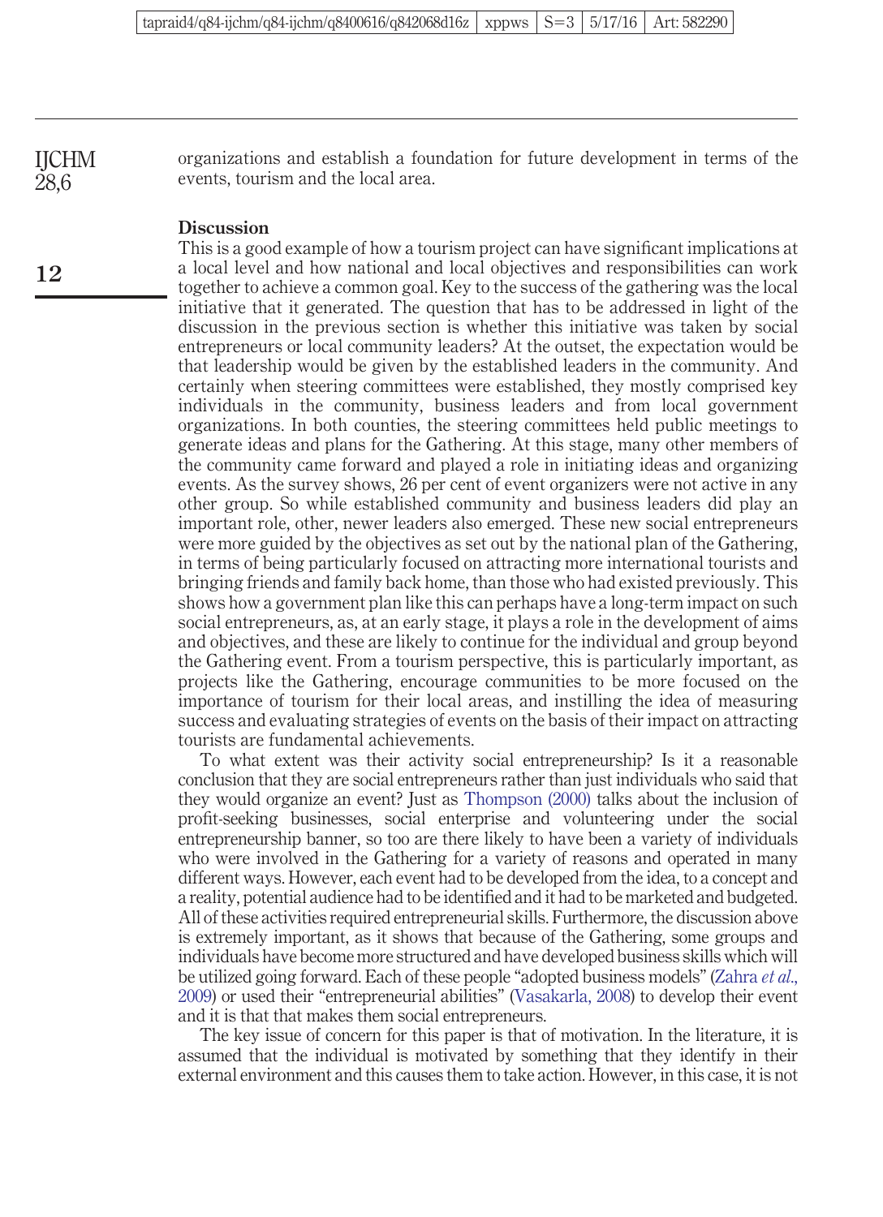organizations and establish a foundation for future development in terms of the events, tourism and the local area.

## Discussion

This is a good example of how a tourism project can have significant implications at a local level and how national and local objectives and responsibilities can work together to achieve a common goal. Key to the success of the gathering was the local initiative that it generated. The question that has to be addressed in light of the discussion in the previous section is whether this initiative was taken by social entrepreneurs or local community leaders? At the outset, the expectation would be that leadership would be given by the established leaders in the community. And certainly when steering committees were established, they mostly comprised key individuals in the community, business leaders and from local government organizations. In both counties, the steering committees held public meetings to generate ideas and plans for the Gathering. At this stage, many other members of the community came forward and played a role in initiating ideas and organizing events. As the survey shows, 26 per cent of event organizers were not active in any other group. So while established community and business leaders did play an important role, other, newer leaders also emerged. These new social entrepreneurs were more guided by the objectives as set out by the national plan of the Gathering, in terms of being particularly focused on attracting more international tourists and bringing friends and family back home, than those who had existed previously. This shows how a government plan like this can perhaps have a long-term impact on such social entrepreneurs, as, at an early stage, it plays a role in the development of aims and objectives, and these are likely to continue for the individual and group beyond the Gathering event. From a tourism perspective, this is particularly important, as projects like the Gathering, encourage communities to be more focused on the importance of tourism for their local areas, and instilling the idea of measuring success and evaluating strategies of events on the basis of their impact on attracting tourists are fundamental achievements.

To what extent was their activity social entrepreneurship? Is it a reasonable conclusion that they are social entrepreneurs rather than just individuals who said that they would organize an event? Just as Thompson (2000) talks about the inclusion of profit-seeking businesses, social enterprise and volunteering under the social entrepreneurship banner, so too are there likely to have been a variety of individuals who were involved in the Gathering for a variety of reasons and operated in many different ways. However, each event had to be developed from the idea, to a concept and a reality, potential audience had to be identified and it had to be marketed and budgeted. All of these activities required entrepreneurial skills. Furthermore, the discussion above is extremely important, as it shows that because of the Gathering, some groups and individuals have become more structured and have developed business skills which will be utilized going forward. Each of these people "adopted business models" (Zahra *et al.*, 2009) or used their "entrepreneurial abilities" (Vasakarla, 2008) to develop their event and it is that that makes them social entrepreneurs.

The key issue of concern for this paper is that of motivation. In the literature, it is assumed that the individual is motivated by something that they identify in their external environment and this causes them to take action. However, in this case, it is not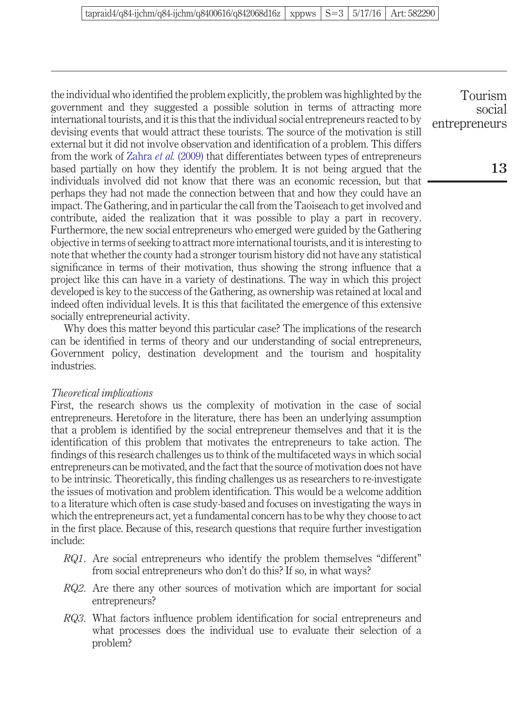the individual who identified the problem explicitly, the problem was highlighted by the government and they suggested a possible solution in terms of attracting more international tourists, and it is this that the individual social entrepreneurs reacted to by devising events that would attract these tourists. The source of the motivation is still external but it did not involve observation and identification of a problem. This differs from the work of Zahra *et al.* (2009) that differentiates between types of entrepreneurs based partially on how they identify the problem. It is not being argued that the individuals involved did not know that there was an economic recession, but that perhaps they had not made the connection between that and how they could have an impact. The Gathering, and in particular the call from the Taoiseach to get involved and contribute, aided the realization that it was possible to play a part in recovery. Furthermore, the new social entrepreneurs who emerged were guided by the Gathering objective in terms of seeking to attract more international tourists, and it is interesting to note that whether the county had a stronger tourism history did not have any statistical significance in terms of their motivation, thus showing the strong influence that a project like this can have in a variety of destinations. The way in which this project developed is key to the success of the Gathering, as ownership was retained at local and indeed often individual levels. It is this that facilitated the emergence of this extensive socially entrepreneurial activity.

Why does this matter beyond this particular case? The implications of the research can be identified in terms of theory and our understanding of social entrepreneurs, Government policy, destination development and the tourism and hospitality industries.

### *Theoretical implications*

First, the research shows us the complexity of motivation in the case of social entrepreneurs. Heretofore in the literature, there has been an underlying assumption that a problem is identified by the social entrepreneur themselves and that it is the identification of this problem that motivates the entrepreneurs to take action. The findings of this research challenges us to think of the multifaceted ways in which social entrepreneurs can be motivated, and the fact that the source of motivation does not have to be intrinsic. Theoretically, this finding challenges us as researchers to re-investigate the issues of motivation and problem identification. This would be a welcome addition to a literature which often is case study-based and focuses on investigating the ways in which the entrepreneurs act, yet a fundamental concern has to be why they choose to act in the first place. Because of this, research questions that require further investigation include:

- *RQ1*. Are social entrepreneurs who identify the problem themselves "different" from social entrepreneurs who don't do this? If so, in what ways?
- *RQ2*. Are there any other sources of motivation which are important for social entrepreneurs?
- *RQ3*. What factors influence problem identification for social entrepreneurs and what processes does the individual use to evaluate their selection of a problem?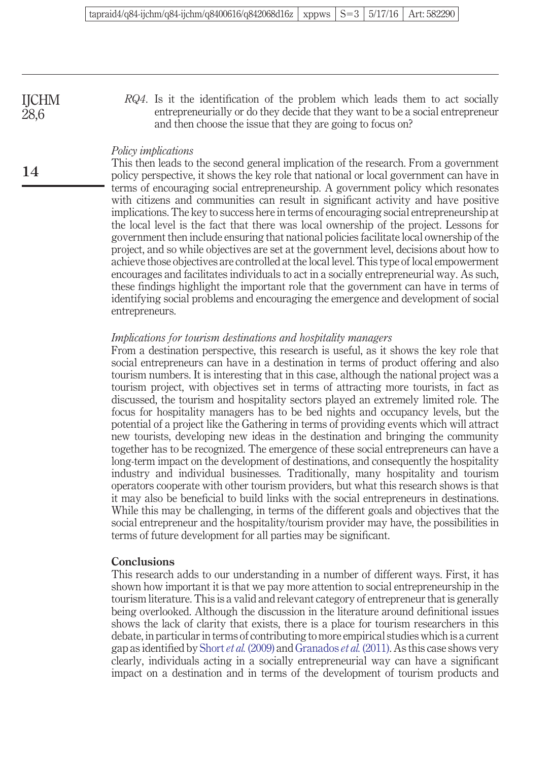*RQ4*. Is it the identification of the problem which leads them to act socially entrepreneurially or do they decide that they want to be a social entrepreneur and then choose the issue that they are going to focus on?

*Policy implications*

This then leads to the second general implication of the research. From a government policy perspective, it shows the key role that national or local government can have in terms of encouraging social entrepreneurship. A government policy which resonates with citizens and communities can result in significant activity and have positive implications. The key to success here in terms of encouraging social entrepreneurship at the local level is the fact that there was local ownership of the project. Lessons for government then include ensuring that national policies facilitate local ownership of the project, and so while objectives are set at the government level, decisions about how to achieve those objectives are controlled at the local level. This type of local empowerment encourages and facilitates individuals to act in a socially entrepreneurial way. As such, these findings highlight the important role that the government can have in terms of identifying social problems and encouraging the emergence and development of social entrepreneurs.

*Implications for tourism destinations and hospitality managers*

From a destination perspective, this research is useful, as it shows the key role that social entrepreneurs can have in a destination in terms of product offering and also tourism numbers. It is interesting that in this case, although the national project was a tourism project, with objectives set in terms of attracting more tourists, in fact as discussed, the tourism and hospitality sectors played an extremely limited role. The focus for hospitality managers has to be bed nights and occupancy levels, but the potential of a project like the Gathering in terms of providing events which will attract new tourists, developing new ideas in the destination and bringing the community together has to be recognized. The emergence of these social entrepreneurs can have a long-term impact on the development of destinations, and consequently the hospitality industry and individual businesses. Traditionally, many hospitality and tourism operators cooperate with other tourism providers, but what this research shows is that it may also be beneficial to build links with the social entrepreneurs in destinations. While this may be challenging, in terms of the different goals and objectives that the social entrepreneur and the hospitality/tourism provider may have, the possibilities in terms of future development for all parties may be significant.

## Conclusions

This research adds to our understanding in a number of different ways. First, it has shown how important it is that we pay more attention to social entrepreneurship in the tourism literature. This is a valid and relevant category of entrepreneur that is generally being overlooked. Although the discussion in the literature around definitional issues shows the lack of clarity that exists, there is a place for tourism researchers in this debate, in particular in terms of contributing to more empirical studies which is a current gap as identified by Short *et al.* (2009) and Granados *et al.* (2011). As this case shows very clearly, individuals acting in a socially entrepreneurial way can have a significant impact on a destination and in terms of the development of tourism products and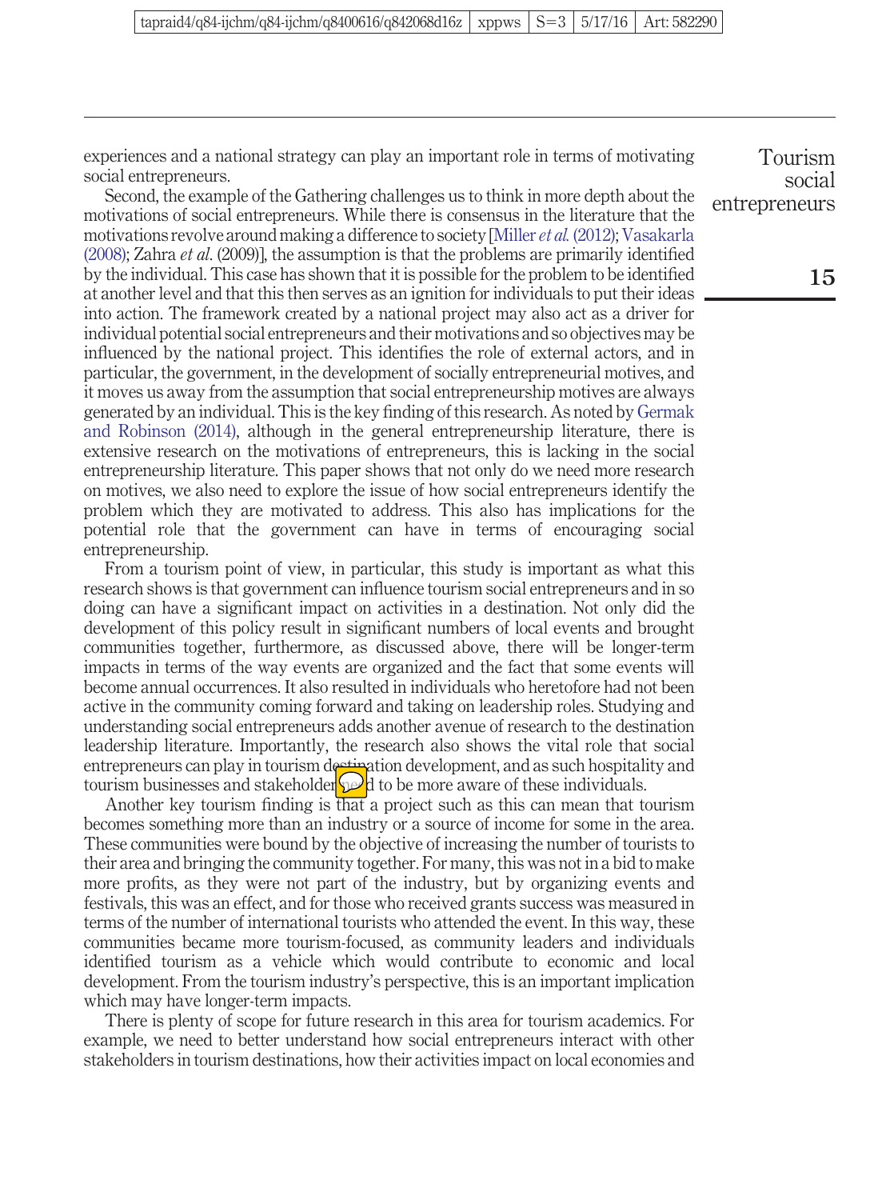experiences and a national strategy can play an important role in terms of motivating social entrepreneurs.

Second, the example of the Gathering challenges us to think in more depth about the motivations of social entrepreneurs. While there is consensus in the literature that the motivations revolve around making a difference to society [Miller *et al.* (2012); Vasakarla (2008); Zahra *et al.* (2009)], the assumption is that the problems are primarily identified by the individual. This case has shown that it is possible for the problem to be identified at another level and that this then serves as an ignition for individuals to put their ideas into action. The framework created by a national project may also act as a driver for individual potential social entrepreneurs and their motivations and so objectives may be influenced by the national project. This identifies the role of external actors, and in particular, the government, in the development of socially entrepreneurial motives, and it moves us away from the assumption that social entrepreneurship motives are always generated by an individual. This is the key finding of this research. As noted by Germak and Robinson (2014), although in the general entrepreneurship literature, there is extensive research on the motivations of entrepreneurs, this is lacking in the social entrepreneurship literature. This paper shows that not only do we need more research on motives, we also need to explore the issue of how social entrepreneurs identify the problem which they are motivated to address. This also has implications for the potential role that the government can have in terms of encouraging social entrepreneurship.

From a tourism point of view, in particular, this study is important as what this research shows is that government can influence tourism social entrepreneurs and in so doing can have a significant impact on activities in a destination. Not only did the development of this policy result in significant numbers of local events and brought communities together, furthermore, as discussed above, there will be longer-term impacts in terms of the way events are organized and the fact that some events will become annual occurrences. It also resulted in individuals who heretofore had not been active in the community coming forward and taking on leadership roles. Studying and understanding social entrepreneurs adds another avenue of research to the destination leadership literature. Importantly, the research also shows the vital role that social entrepreneurs can play in tourism destination development, and as such hospitality and tourism businesses and stakeholders need to be more aware of these individuals.

Another key tourism finding is that a project such as this can mean that tourism becomes something more than an industry or a source of income for some in the area. These communities were bound by the objective of increasing the number of tourists to their area and bringing the community together. For many, this was not in a bid to make more profits, as they were not part of the industry, but by organizing events and festivals, this was an effect, and for those who received grants success was measured in terms of the number of international tourists who attended the event. In this way, these communities became more tourism-focused, as community leaders and individuals identified tourism as a vehicle which would contribute to economic and local development. From the tourism industry's perspective, this is an important implication which may have longer-term impacts.

There is plenty of scope for future research in this area for tourism academics. For example, we need to better understand how social entrepreneurs interact with other stakeholders in tourism destinations, how their activities impact on local economies and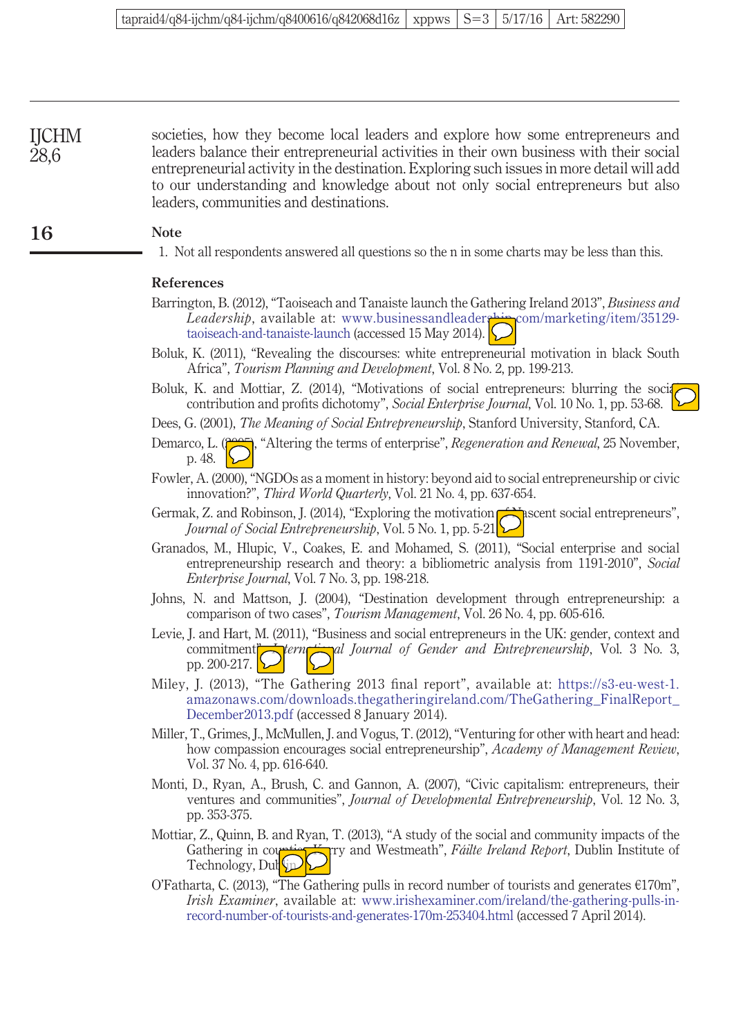societies, how they become local leaders and explore how some entrepreneurs and leaders balance their entrepreneurial activities in their own business with their social entrepreneurial activity in the destination. Exploring such issues in more detail will add to our understanding and knowledge about not only social entrepreneurs but also leaders, communities and destinations.

## Note

1. Not all respondents answered all questions so the n in some charts may be less than this.

## References

Barrington, B. (2012), "Taoiseach and Tanaiste launch the Gathering Ireland 2013", *Business and Leadership*, available at: www.businessandleadership.com/marketing/item/35129-taoiseach-and-tanaiste-launch (accessed 15 May 2014).

Boluk, K. (2011), "Revealing the discourses: white entrepreneurial motivation in black South Africa", *Tourism Planning and Development*, Vol. 8 No. 2, pp. 199-213.

Boluk, K. and Mottiar, Z. (2014), "Motivations of social entrepreneurs: blurring the social contribution and profits dichotomy", *Social Enterprise Journal*, Vol. 10 No. 1, pp. 53-68.

Dees, G. (2001), *The Meaning of Social Entrepreneurship*, Stanford University, Stanford, CA.

Demarco, L. (2005), "Altering the terms of enterprise", *Regeneration and Renewal*, 25 November, p. 48.

Fowler, A. (2000), "NGDOs as a moment in history: beyond aid to social entrepreneurship or civic innovation?", *Third World Quarterly*, Vol. 21 No. 4, pp. 637-654.

Germak, Z. and Robinson, J. (2014), "Exploring the motivation of Nascent social entrepreneurs", *Journal of Social Entrepreneurship*, Vol. 5 No. 1, pp. 5-21.

Granados, M., Hlupic, V., Coakes, E. and Mohamed, S. (2011), "Social enterprise and social entrepreneurship research and theory: a bibliometric analysis from 1191-2010", *Social Enterprise Journal*, Vol. 7 No. 3, pp. 198-218.

Johns, N. and Mattson, J. (2004), "Destination development through entrepreneurship: a comparison of two cases", *Tourism Management*, Vol. 26 No. 4, pp. 605-616.

Levie, J. and Hart, M. (2011), "Business and social entrepreneurs in the UK: gender, context and commitment", *International Journal of Gender and Entrepreneurship*, Vol. 3 No. 3, pp. 200-217.

Miley, J. (2013), "The Gathering 2013 final report", available at: https://s3-eu-west-1.amazonaws.com/downloads.thegatheringireland.com/TheGathering_FinalReport_December2013.pdf (accessed 8 January 2014).

Miller, T., Grimes, J., McMullen, J. and Vogus, T. (2012), "Venturing for other with heart and head: how compassion encourages social entrepreneurship", *Academy of Management Review*, Vol. 37 No. 4, pp. 616-640.

Monti, D., Ryan, A., Brush, C. and Gannon, A. (2007), "Civic capitalism: entrepreneurs, their ventures and communities", *Journal of Developmental Entrepreneurship*, Vol. 12 No. 3, pp. 353-375.

Mottiar, Z., Quinn, B. and Ryan, T. (2013), "A study of the social and community impacts of the Gathering in counties Kerry and Westmeath", *Fáilte Ireland Report*, Dublin Institute of Technology, Dublin.

O'Fatharta, C. (2013), "The Gathering pulls in record number of tourists and generates €170m", *Irish Examiner*, available at: www.irishexaminer.com/ireland/the-gathering-pulls-in-record-number-of-tourists-and-generates-170m-253404.html (accessed 7 April 2014).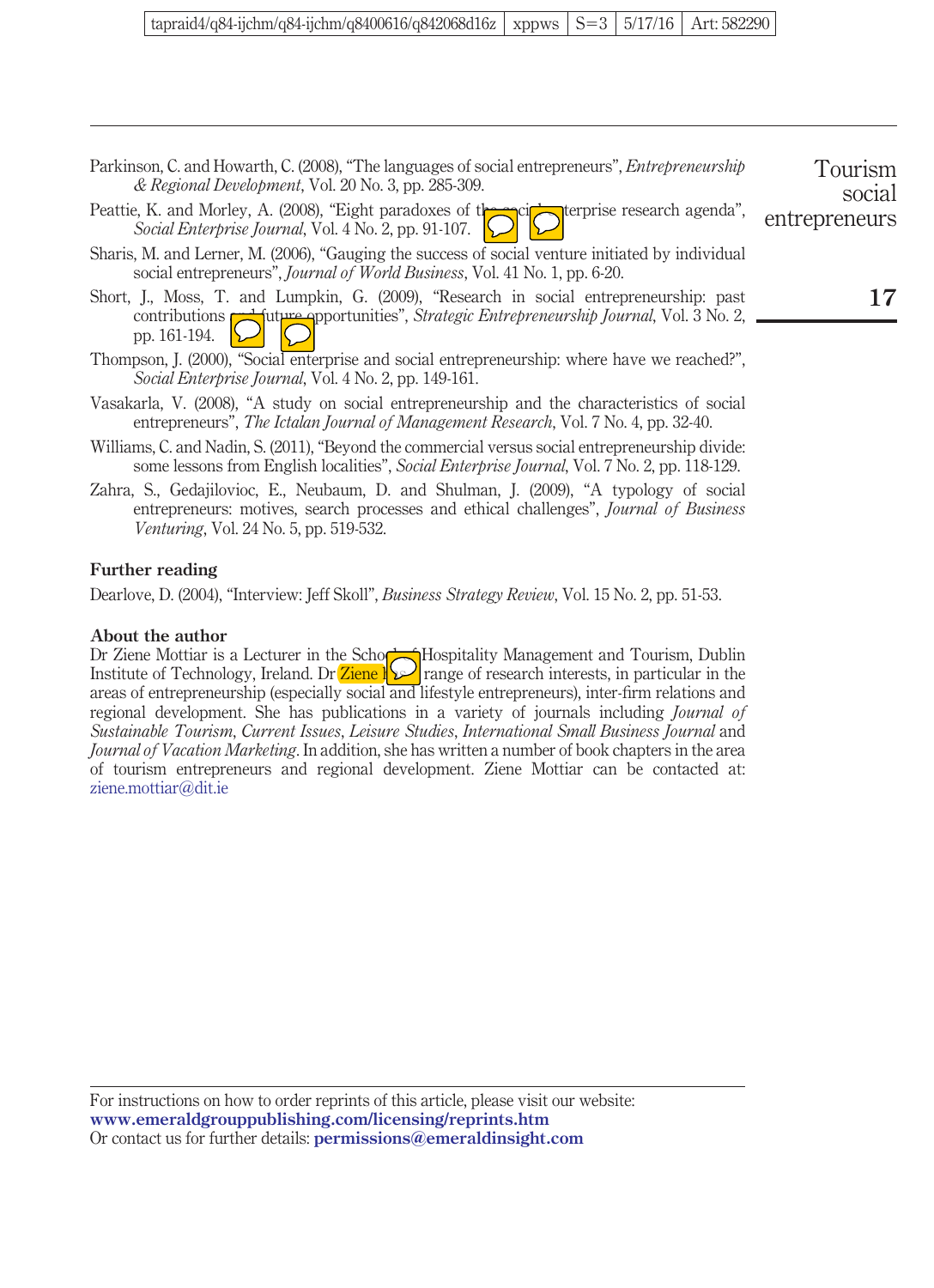Parkinson, C. and Howarth, C. (2008), "The languages of social entrepreneurs", *Entrepreneurship & Regional Development*, Vol. 20 No. 3, pp. 285-309.

Peattie, K. and Morley, A. (2008), "Eight paradoxes of the social enterprise research agenda", *Social Enterprise Journal*, Vol. 4 No. 2, pp. 91-107.

Sharis, M. and Lerner, M. (2006), "Gauging the success of social venture initiated by individual social entrepreneurs", *Journal of World Business*, Vol. 41 No. 1, pp. 6-20.

Short, J., Moss, T. and Lumpkin, G. (2009), "Research in social entrepreneurship: past contributions and future opportunities", *Strategic Entrepreneurship Journal*, Vol. 3 No. 2, pp. 161-194.

Thompson, J. (2000), "Social enterprise and social entrepreneurship: where have we reached?", *Social Enterprise Journal*, Vol. 4 No. 2, pp. 149-161.

Vasakarla, V. (2008), "A study on social entrepreneurship and the characteristics of social entrepreneurs", *The Ictalan Journal of Management Research*, Vol. 7 No. 4, pp. 32-40.

Williams, C. and Nadin, S. (2011), "Beyond the commercial versus social entrepreneurship divide: some lessons from English localities", *Social Enterprise Journal*, Vol. 7 No. 2, pp. 118-129.

Zahra, S., Gedajilovioc, E., Neubaum, D. and Shulman, J. (2009), "A typology of social entrepreneurs: motives, search processes and ethical challenges", *Journal of Business Venturing*, Vol. 24 No. 5, pp. 519-532.

## Further reading

Dearlove, D. (2004), "Interview: Jeff Skoll", *Business Strategy Review*, Vol. 15 No. 2, pp. 51-53.

## About the author

Dr Ziene Mottiar is a Lecturer in the School of Hospitality Management and Tourism, Dublin Institute of Technology, Ireland. Dr Ziene has a range of research interests, in particular in the areas of entrepreneurship (especially social and lifestyle entrepreneurs), inter-firm relations and regional development. She has publications in a variety of journals including *Journal of Sustainable Tourism*, *Current Issues*, *Leisure Studies*, *International Small Business Journal* and *Journal of Vacation Marketing*. In addition, she has written a number of book chapters in the area of tourism entrepreneurs and regional development. Ziene Mottiar can be contacted at: ziene.mottiar@dit.ie

For instructions on how to order reprints of this article, please visit our website:
**www.emeraldgrouppublishing.com/licensing/reprints.htm**
Or contact us for further details: **permissions@emeraldinsight.com**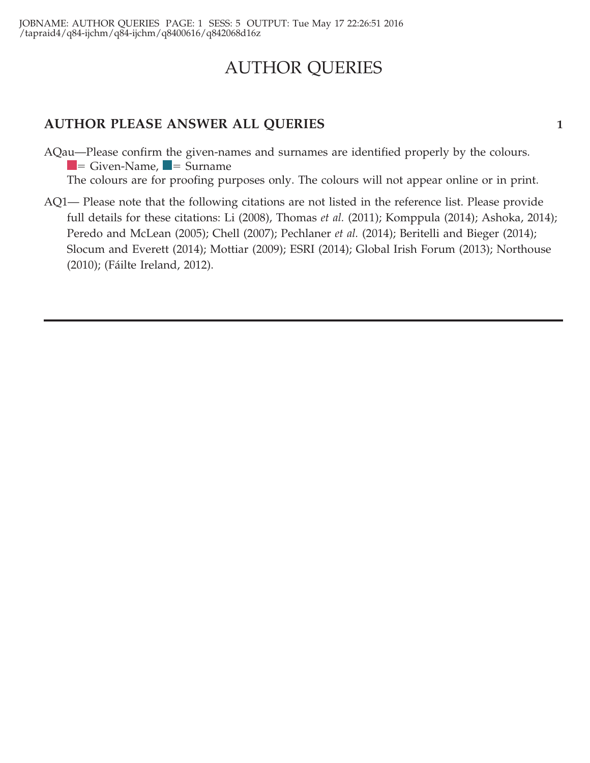# AUTHOR QUERIES

## AUTHOR PLEASE ANSWER ALL QUERIES 1

AQau—Please confirm the given-names and surnames are identified properly by the colours.
■= Given-Name, ■= Surname
The colours are for proofing purposes only. The colours will not appear online or in print.

AQ1— Please note that the following citations are not listed in the reference list. Please provide full details for these citations: Li (2008), Thomas *et al.* (2011); Komppula (2014); Ashoka, 2014); Peredo and McLean (2005); Chell (2007); Pechlaner *et al.* (2014); Beritelli and Bieger (2014); Slocum and Everett (2014); Mottiar (2009); ESRI (2014); Global Irish Forum (2013); Northouse (2010); (Fáilte Ireland, 2012).